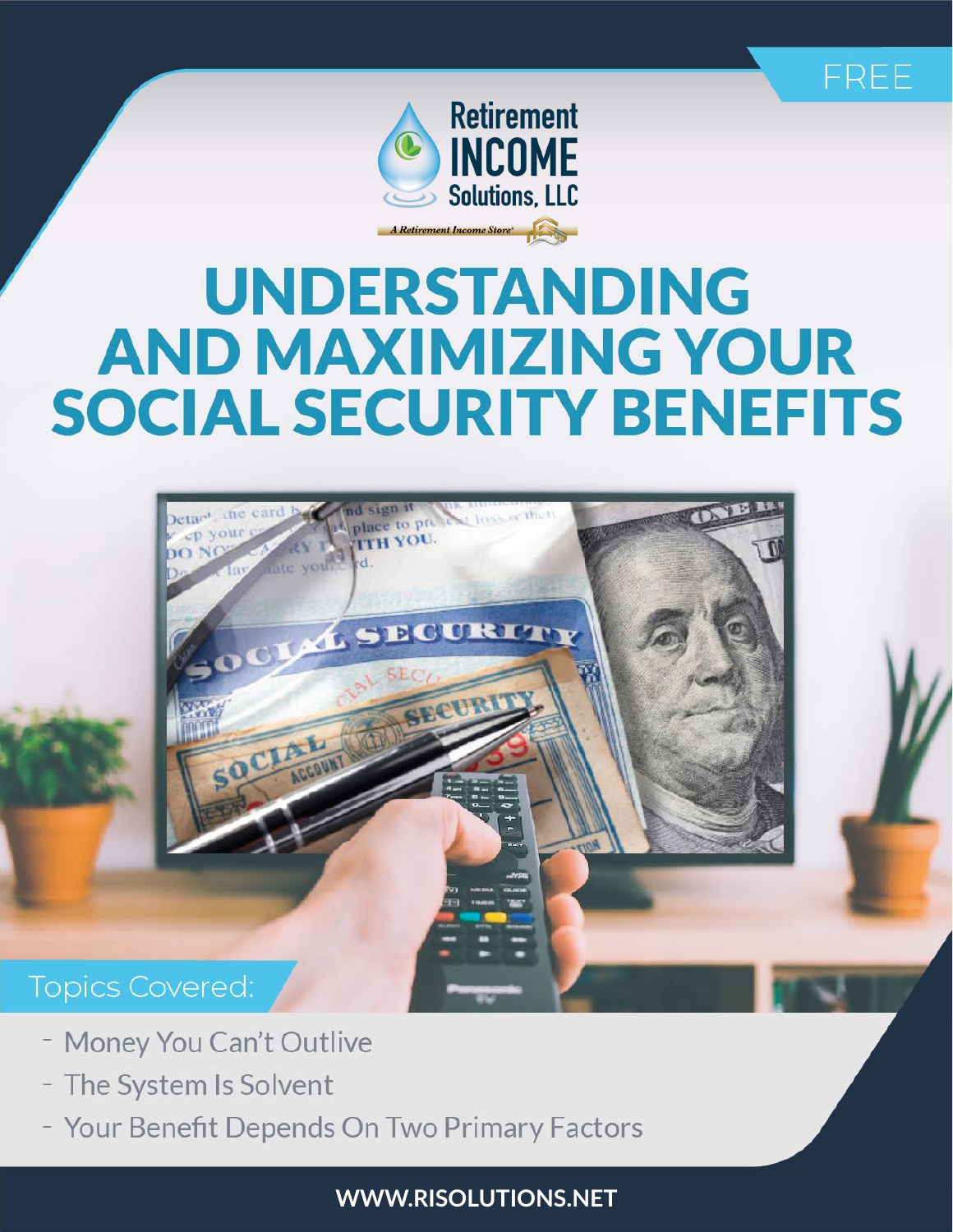FREE

Retirement INCOME Solutions, LLC

A Retirement Income Store®

# UNDERSTANDING AND MAXIMIZING YOUR SOCIAL SECURITY BENEFITS

Topics Covered:

- Money You Can't Outlive
- The System Is Solvent
- Your Benefit Depends On Two Primary Factors

WWW.RISOLUTIONS.NET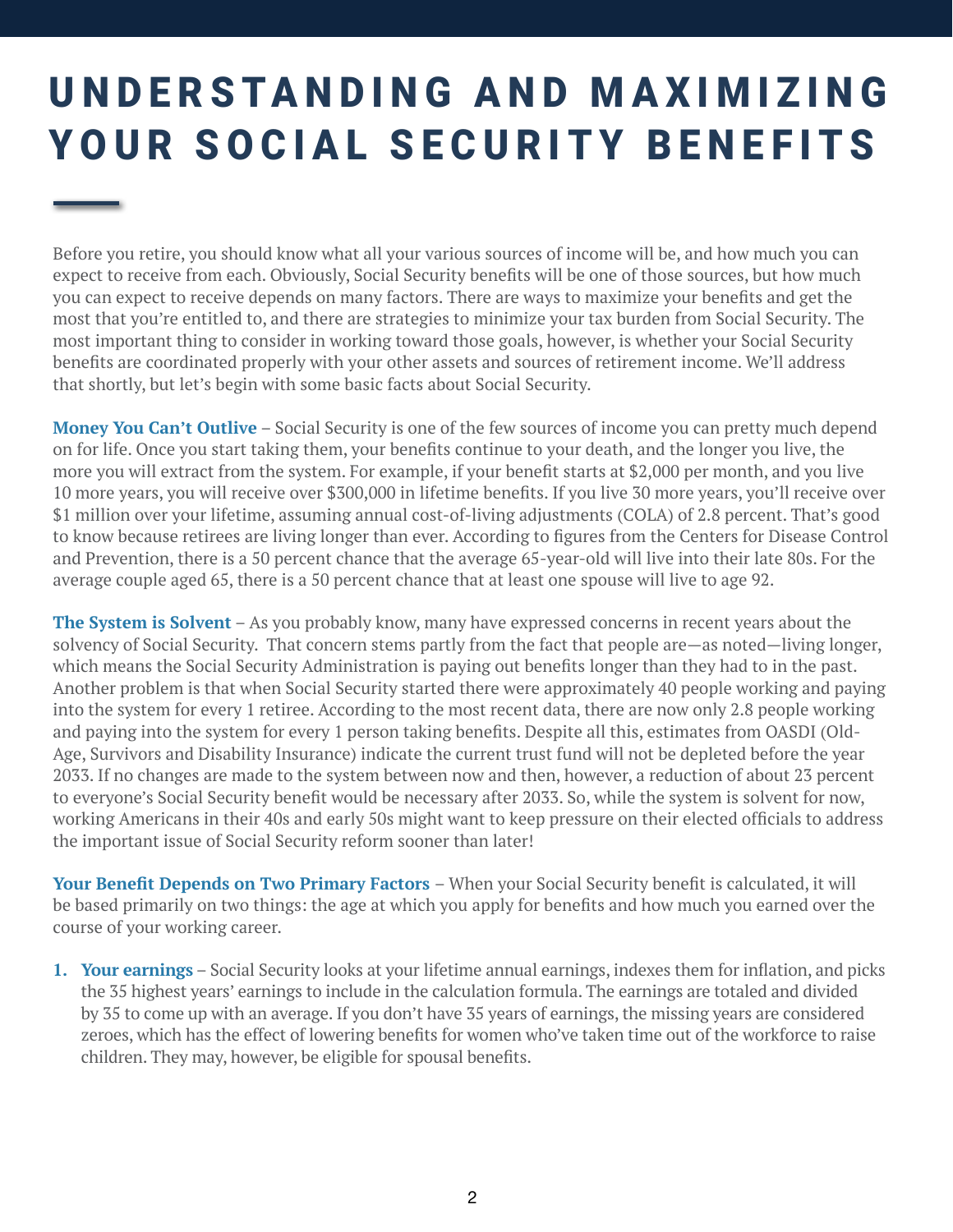# UNDERSTANDING AND MAXIMIZING YOUR SOCIAL SECURITY BENEFITS

Before you retire, you should know what all your various sources of income will be, and how much you can expect to receive from each. Obviously, Social Security benefits will be one of those sources, but how much you can expect to receive depends on many factors. There are ways to maximize your benefits and get the most that you're entitled to, and there are strategies to minimize your tax burden from Social Security. The most important thing to consider in working toward those goals, however, is whether your Social Security benefits are coordinated properly with your other assets and sources of retirement income. We'll address that shortly, but let's begin with some basic facts about Social Security.

**Money You Can't Outlive** – Social Security is one of the few sources of income you can pretty much depend on for life. Once you start taking them, your benefits continue to your death, and the longer you live, the more you will extract from the system. For example, if your benefit starts at $2,000 per month, and you live 10 more years, you will receive over $300,000 in lifetime benefits. If you live 30 more years, you'll receive over $1 million over your lifetime, assuming annual cost-of-living adjustments (COLA) of 2.8 percent. That's good to know because retirees are living longer than ever. According to figures from the Centers for Disease Control and Prevention, there is a 50 percent chance that the average 65-year-old will live into their late 80s. For the average couple aged 65, there is a 50 percent chance that at least one spouse will live to age 92.

**The System is Solvent** – As you probably know, many have expressed concerns in recent years about the solvency of Social Security. That concern stems partly from the fact that people are—as noted—living longer, which means the Social Security Administration is paying out benefits longer than they had to in the past. Another problem is that when Social Security started there were approximately 40 people working and paying into the system for every 1 retiree. According to the most recent data, there are now only 2.8 people working and paying into the system for every 1 person taking benefits. Despite all this, estimates from OASDI (Old-Age, Survivors and Disability Insurance) indicate the current trust fund will not be depleted before the year 2033. If no changes are made to the system between now and then, however, a reduction of about 23 percent to everyone's Social Security benefit would be necessary after 2033. So, while the system is solvent for now, working Americans in their 40s and early 50s might want to keep pressure on their elected officials to address the important issue of Social Security reform sooner than later!

**Your Benefit Depends on Two Primary Factors** – When your Social Security benefit is calculated, it will be based primarily on two things: the age at which you apply for benefits and how much you earned over the course of your working career.

1. **Your earnings** – Social Security looks at your lifetime annual earnings, indexes them for inflation, and picks the 35 highest years' earnings to include in the calculation formula. The earnings are totaled and divided by 35 to come up with an average. If you don't have 35 years of earnings, the missing years are considered zeroes, which has the effect of lowering benefits for women who've taken time out of the workforce to raise children. They may, however, be eligible for spousal benefits.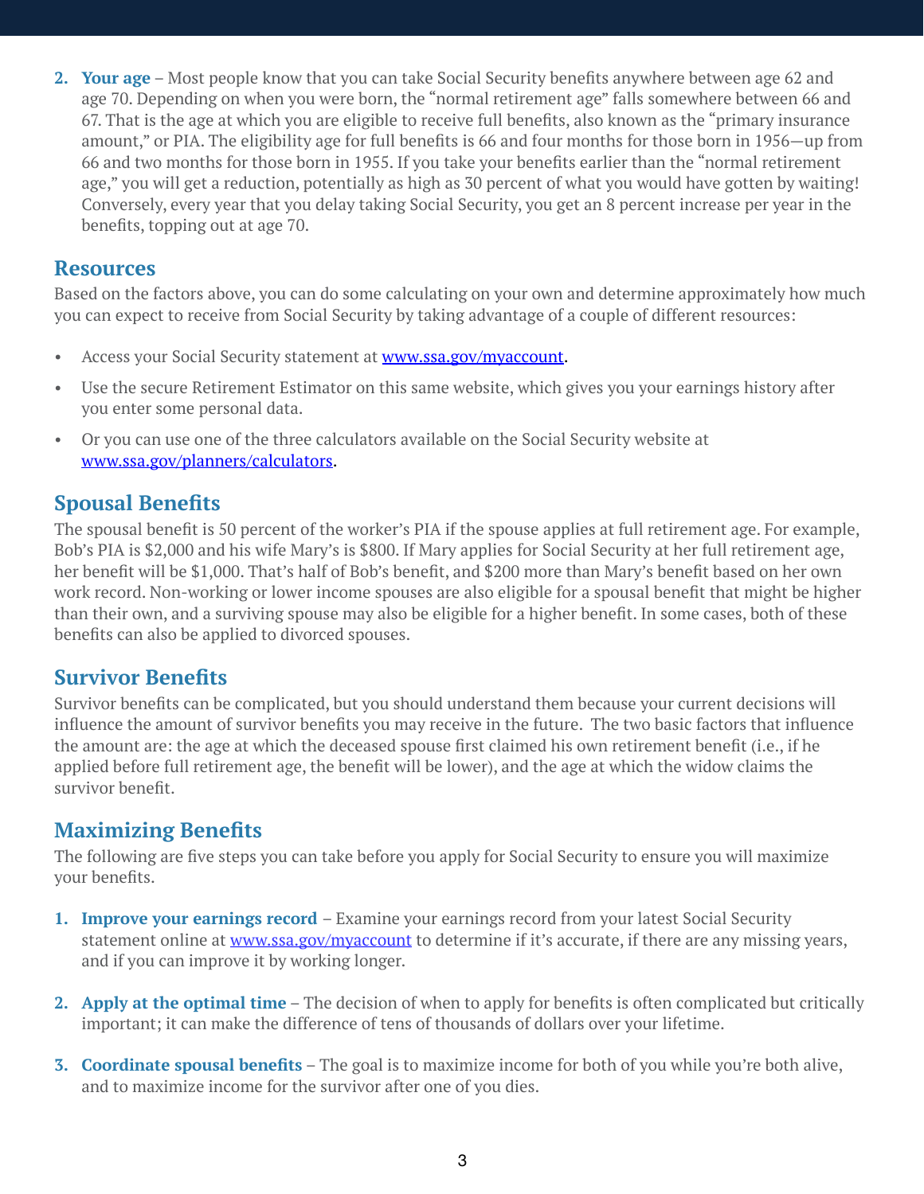2. **Your age** – Most people know that you can take Social Security benefits anywhere between age 62 and age 70. Depending on when you were born, the "normal retirement age" falls somewhere between 66 and 67. That is the age at which you are eligible to receive full benefits, also known as the "primary insurance amount," or PIA. The eligibility age for full benefits is 66 and four months for those born in 1956—up from 66 and two months for those born in 1955. If you take your benefits earlier than the "normal retirement age," you will get a reduction, potentially as high as 30 percent of what you would have gotten by waiting! Conversely, every year that you delay taking Social Security, you get an 8 percent increase per year in the benefits, topping out at age 70.

## Resources

Based on the factors above, you can do some calculating on your own and determine approximately how much you can expect to receive from Social Security by taking advantage of a couple of different resources:

- Access your Social Security statement at [www.ssa.gov/myaccount](http://www.ssa.gov/myaccount).
- Use the secure Retirement Estimator on this same website, which gives you your earnings history after you enter some personal data.
- Or you can use one of the three calculators available on the Social Security website at [www.ssa.gov/planners/calculators](http://www.ssa.gov/planners/calculators).

## Spousal Benefits

The spousal benefit is 50 percent of the worker's PIA if the spouse applies at full retirement age. For example, Bob's PIA is $2,000 and his wife Mary's is $800. If Mary applies for Social Security at her full retirement age, her benefit will be $1,000. That's half of Bob's benefit, and $200 more than Mary's benefit based on her own work record. Non-working or lower income spouses are also eligible for a spousal benefit that might be higher than their own, and a surviving spouse may also be eligible for a higher benefit. In some cases, both of these benefits can also be applied to divorced spouses.

## Survivor Benefits

Survivor benefits can be complicated, but you should understand them because your current decisions will influence the amount of survivor benefits you may receive in the future. The two basic factors that influence the amount are: the age at which the deceased spouse first claimed his own retirement benefit (i.e., if he applied before full retirement age, the benefit will be lower), and the age at which the widow claims the survivor benefit.

## Maximizing Benefits

The following are five steps you can take before you apply for Social Security to ensure you will maximize your benefits.

1. **Improve your earnings record** – Examine your earnings record from your latest Social Security statement online at [www.ssa.gov/myaccount](http://www.ssa.gov/myaccount) to determine if it's accurate, if there are any missing years, and if you can improve it by working longer.

2. **Apply at the optimal time** – The decision of when to apply for benefits is often complicated but critically important; it can make the difference of tens of thousands of dollars over your lifetime.

3. **Coordinate spousal benefits** – The goal is to maximize income for both of you while you're both alive, and to maximize income for the survivor after one of you dies.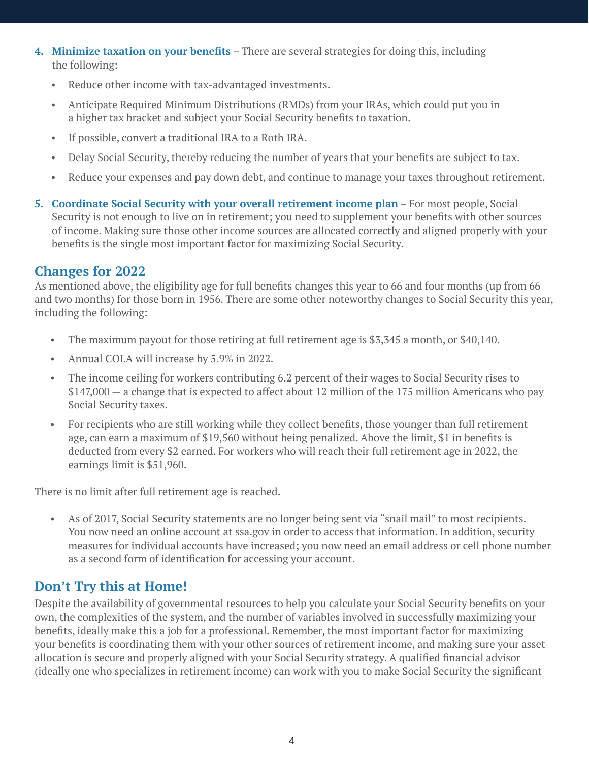4. **Minimize taxation on your benefits** – There are several strategies for doing this, including the following:
    - Reduce other income with tax-advantaged investments.
    - Anticipate Required Minimum Distributions (RMDs) from your IRAs, which could put you in a higher tax bracket and subject your Social Security benefits to taxation.
    - If possible, convert a traditional IRA to a Roth IRA.
    - Delay Social Security, thereby reducing the number of years that your benefits are subject to tax.
    - Reduce your expenses and pay down debt, and continue to manage your taxes throughout retirement.
5. **Coordinate Social Security with your overall retirement income plan** – For most people, Social Security is not enough to live on in retirement; you need to supplement your benefits with other sources of income. Making sure those other income sources are allocated correctly and aligned properly with your benefits is the single most important factor for maximizing Social Security.

## Changes for 2022

As mentioned above, the eligibility age for full benefits changes this year to 66 and four months (up from 66 and two months) for those born in 1956. There are some other noteworthy changes to Social Security this year, including the following:

- The maximum payout for those retiring at full retirement age is $3,345 a month, or $40,140.
- Annual COLA will increase by 5.9% in 2022.
- The income ceiling for workers contributing 6.2 percent of their wages to Social Security rises to $147,000 — a change that is expected to affect about 12 million of the 175 million Americans who pay Social Security taxes.
- For recipients who are still working while they collect benefits, those younger than full retirement age, can earn a maximum of $19,560 without being penalized. Above the limit, $1 in benefits is deducted from every $2 earned. For workers who will reach their full retirement age in 2022, the earnings limit is $51,960.

There is no limit after full retirement age is reached.

- As of 2017, Social Security statements are no longer being sent via "snail mail" to most recipients. You now need an online account at ssa.gov in order to access that information. In addition, security measures for individual accounts have increased; you now need an email address or cell phone number as a second form of identification for accessing your account.

## Don't Try this at Home!

Despite the availability of governmental resources to help you calculate your Social Security benefits on your own, the complexities of the system, and the number of variables involved in successfully maximizing your benefits, ideally make this a job for a professional. Remember, the most important factor for maximizing your benefits is coordinating them with your other sources of retirement income, and making sure your asset allocation is secure and properly aligned with your Social Security strategy. A qualified financial advisor (ideally one who specializes in retirement income) can work with you to make Social Security the significant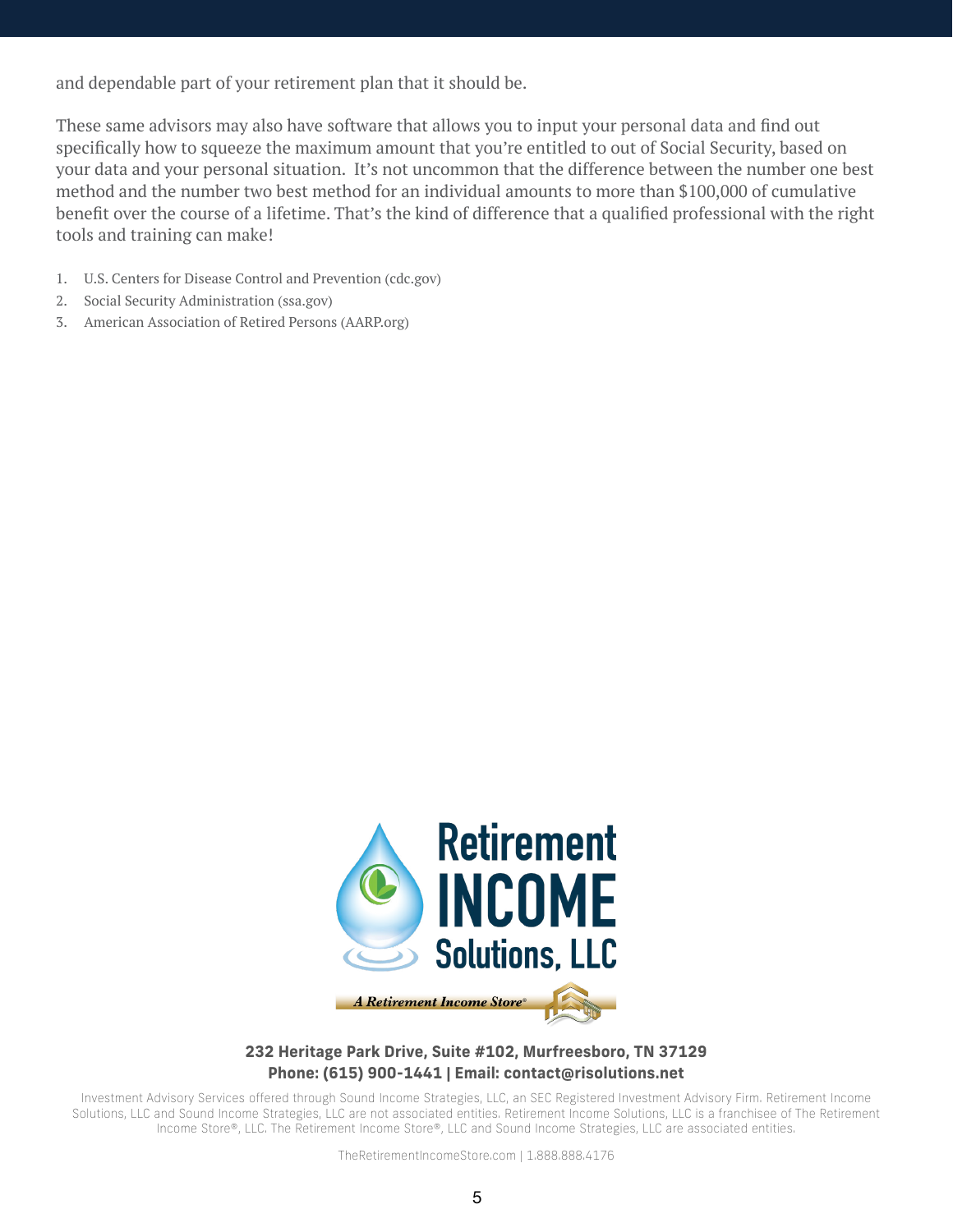and dependable part of your retirement plan that it should be.

These same advisors may also have software that allows you to input your personal data and find out specifically how to squeeze the maximum amount that you're entitled to out of Social Security, based on your data and your personal situation. It's not uncommon that the difference between the number one best method and the number two best method for an individual amounts to more than $100,000 of cumulative benefit over the course of a lifetime. That's the kind of difference that a qualified professional with the right tools and training can make!

1. U.S. Centers for Disease Control and Prevention (cdc.gov)
2. Social Security Administration (ssa.gov)
3. American Association of Retired Persons (AARP.org)

Retirement INCOME Solutions, LLC

*A Retirement Income Store®*

**232 Heritage Park Drive, Suite #102, Murfreesboro, TN 37129**
**Phone: (615) 900-1441 | Email: contact@risolutions.net**

Investment Advisory Services offered through Sound Income Strategies, LLC, an SEC Registered Investment Advisory Firm. Retirement Income Solutions, LLC and Sound Income Strategies, LLC are not associated entities. Retirement Income Solutions, LLC is a franchisee of The Retirement Income Store®, LLC. The Retirement Income Store®, LLC and Sound Income Strategies, LLC are associated entities.

TheRetirementIncomeStore.com | 1.888.888.4176